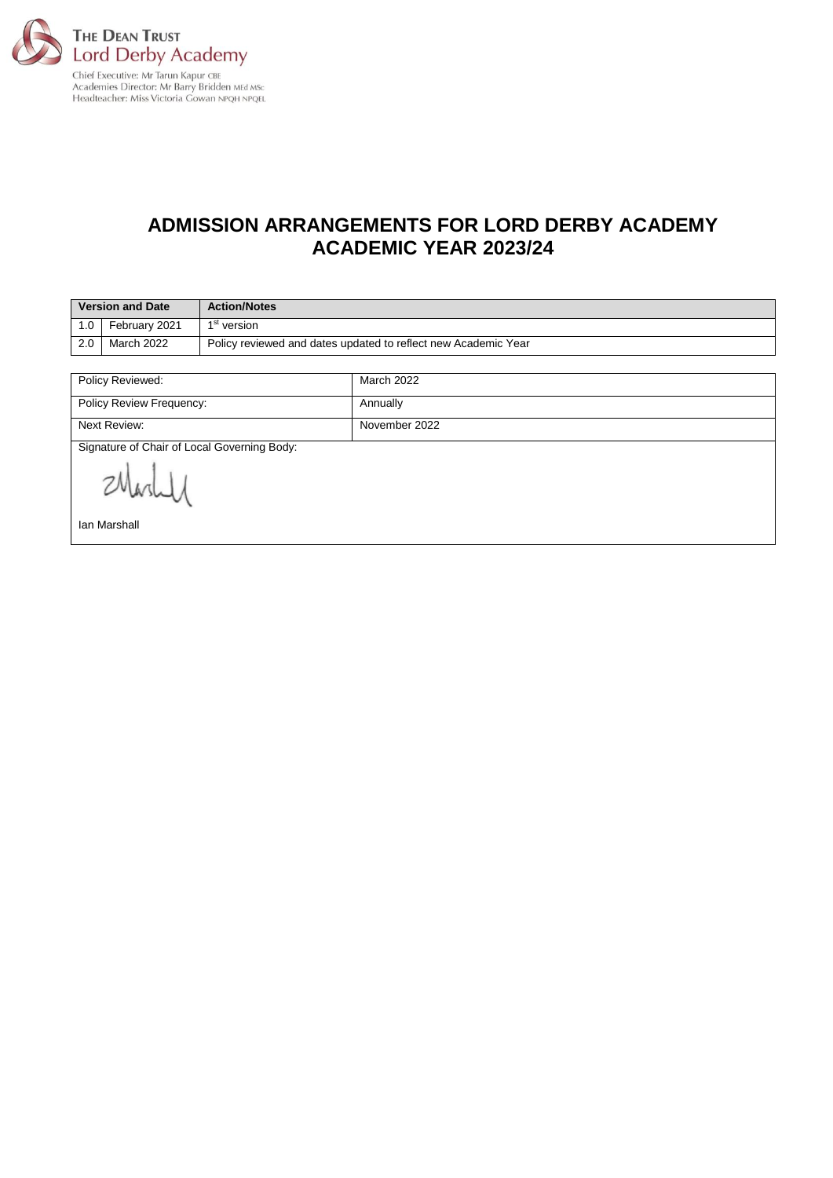The Dean Trust
Lord Derby Academy

Chief Executive: Mr Tarun Kapur CBE
Academies Director: Mr Barry Bridden MEd MSc
Headteacher: Miss Victoria Gowan NPQH NPQEL

# ADMISSION ARRANGEMENTS FOR LORD DERBY ACADEMY ACADEMIC YEAR 2023/24

| Version and Date | | Action/Notes |
|---|---|---|
| 1.0 | February 2021 | 1st version |
| 2.0 | March 2022 | Policy reviewed and dates updated to reflect new Academic Year |

| | |
|---|---|
| Policy Reviewed: | March 2022 |
| Policy Review Frequency: | Annually |
| Next Review: | November 2022 |
| Signature of Chair of Local Governing Body: Ian Marshall | |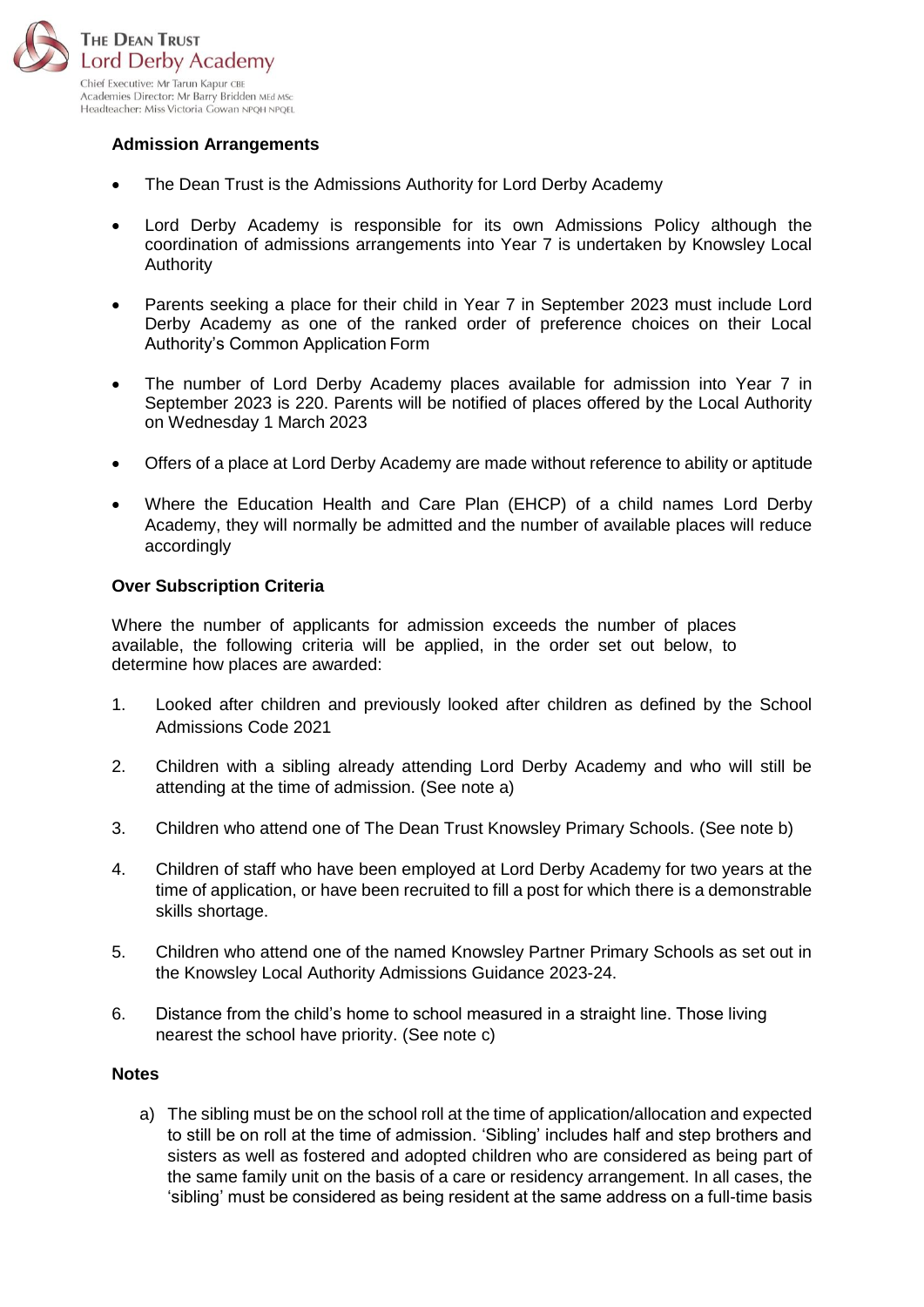The Dean Trust
Lord Derby Academy

Chief Executive: Mr Tarun Kapur CBE
Academies Director: Mr Barry Bridden MEd MSc
Headteacher: Miss Victoria Gowan NPQH NPQEL

**Admission Arrangements**

- The Dean Trust is the Admissions Authority for Lord Derby Academy
- Lord Derby Academy is responsible for its own Admissions Policy although the coordination of admissions arrangements into Year 7 is undertaken by Knowsley Local Authority
- Parents seeking a place for their child in Year 7 in September 2023 must include Lord Derby Academy as one of the ranked order of preference choices on their Local Authority's Common Application Form
- The number of Lord Derby Academy places available for admission into Year 7 in September 2023 is 220. Parents will be notified of places offered by the Local Authority on Wednesday 1 March 2023
- Offers of a place at Lord Derby Academy are made without reference to ability or aptitude
- Where the Education Health and Care Plan (EHCP) of a child names Lord Derby Academy, they will normally be admitted and the number of available places will reduce accordingly

**Over Subscription Criteria**

Where the number of applicants for admission exceeds the number of places available, the following criteria will be applied, in the order set out below, to determine how places are awarded:

1. Looked after children and previously looked after children as defined by the School Admissions Code 2021
2. Children with a sibling already attending Lord Derby Academy and who will still be attending at the time of admission. (See note a)
3. Children who attend one of The Dean Trust Knowsley Primary Schools. (See note b)
4. Children of staff who have been employed at Lord Derby Academy for two years at the time of application, or have been recruited to fill a post for which there is a demonstrable skills shortage.
5. Children who attend one of the named Knowsley Partner Primary Schools as set out in the Knowsley Local Authority Admissions Guidance 2023-24.
6. Distance from the child's home to school measured in a straight line. Those living nearest the school have priority. (See note c)

**Notes**

a) The sibling must be on the school roll at the time of application/allocation and expected to still be on roll at the time of admission. 'Sibling' includes half and step brothers and sisters as well as fostered and adopted children who are considered as being part of the same family unit on the basis of a care or residency arrangement. In all cases, the 'sibling' must be considered as being resident at the same address on a full-time basis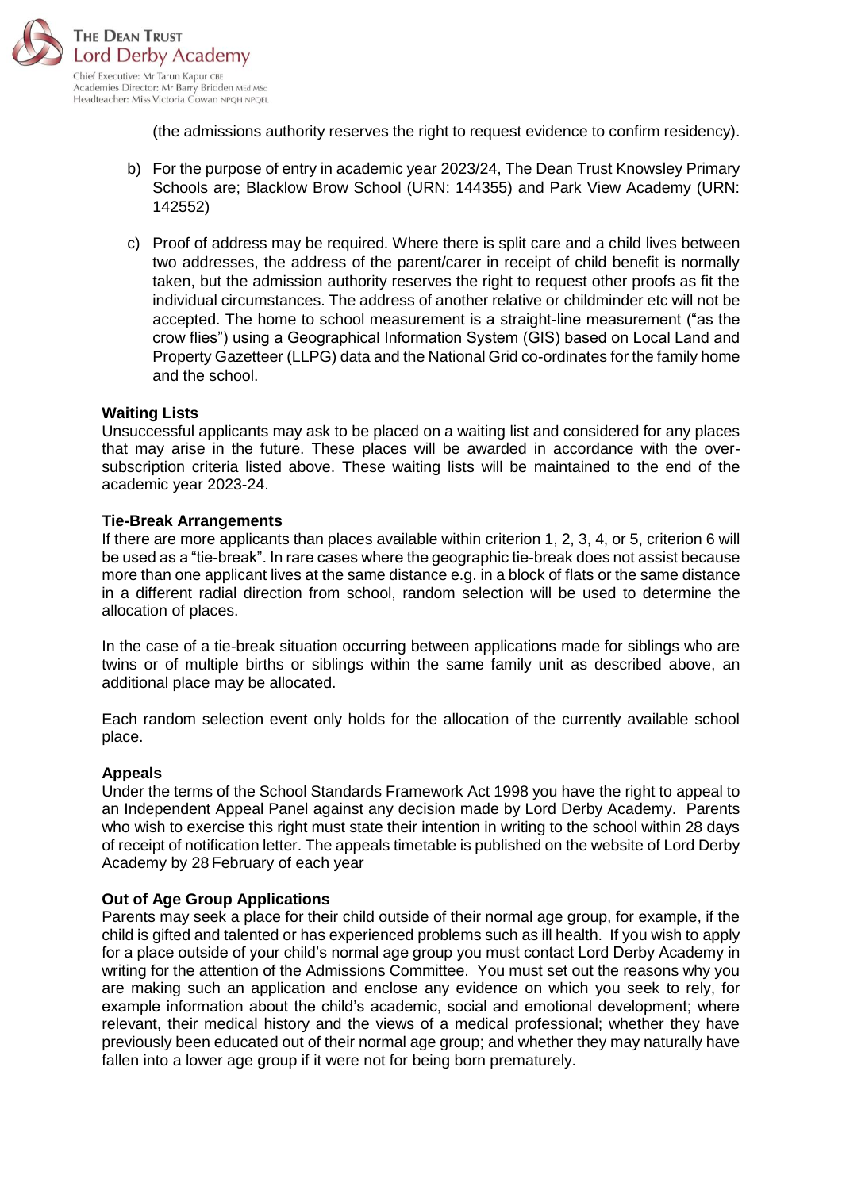(the admissions authority reserves the right to request evidence to confirm residency).

b) For the purpose of entry in academic year 2023/24, The Dean Trust Knowsley Primary Schools are; Blacklow Brow School (URN: 144355) and Park View Academy (URN: 142552)

c) Proof of address may be required. Where there is split care and a child lives between two addresses, the address of the parent/carer in receipt of child benefit is normally taken, but the admission authority reserves the right to request other proofs as fit the individual circumstances. The address of another relative or childminder etc will not be accepted. The home to school measurement is a straight-line measurement ("as the crow flies") using a Geographical Information System (GIS) based on Local Land and Property Gazetteer (LLPG) data and the National Grid co-ordinates for the family home and the school.

**Waiting Lists**

Unsuccessful applicants may ask to be placed on a waiting list and considered for any places that may arise in the future. These places will be awarded in accordance with the over-subscription criteria listed above. These waiting lists will be maintained to the end of the academic year 2023-24.

**Tie-Break Arrangements**

If there are more applicants than places available within criterion 1, 2, 3, 4, or 5, criterion 6 will be used as a "tie-break". In rare cases where the geographic tie-break does not assist because more than one applicant lives at the same distance e.g. in a block of flats or the same distance in a different radial direction from school, random selection will be used to determine the allocation of places.

In the case of a tie-break situation occurring between applications made for siblings who are twins or of multiple births or siblings within the same family unit as described above, an additional place may be allocated.

Each random selection event only holds for the allocation of the currently available school place.

**Appeals**

Under the terms of the School Standards Framework Act 1998 you have the right to appeal to an Independent Appeal Panel against any decision made by Lord Derby Academy. Parents who wish to exercise this right must state their intention in writing to the school within 28 days of receipt of notification letter. The appeals timetable is published on the website of Lord Derby Academy by 28 February of each year

**Out of Age Group Applications**

Parents may seek a place for their child outside of their normal age group, for example, if the child is gifted and talented or has experienced problems such as ill health. If you wish to apply for a place outside of your child's normal age group you must contact Lord Derby Academy in writing for the attention of the Admissions Committee. You must set out the reasons why you are making such an application and enclose any evidence on which you seek to rely, for example information about the child's academic, social and emotional development; where relevant, their medical history and the views of a medical professional; whether they have previously been educated out of their normal age group; and whether they may naturally have fallen into a lower age group if it were not for being born prematurely.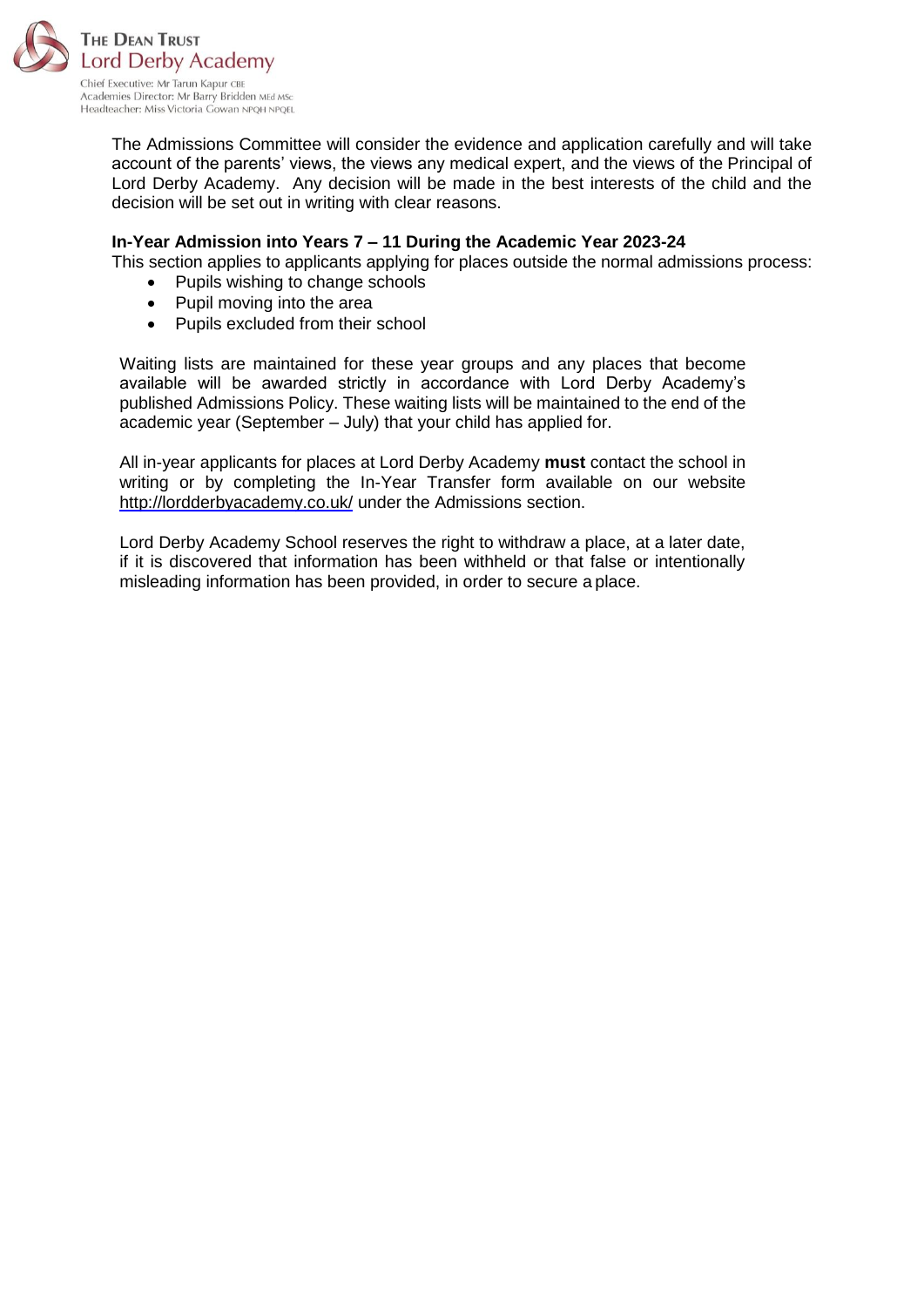The Admissions Committee will consider the evidence and application carefully and will take account of the parents' views, the views any medical expert, and the views of the Principal of Lord Derby Academy. Any decision will be made in the best interests of the child and the decision will be set out in writing with clear reasons.

**In-Year Admission into Years 7 – 11 During the Academic Year 2023-24**

This section applies to applicants applying for places outside the normal admissions process:

- Pupils wishing to change schools
- Pupil moving into the area
- Pupils excluded from their school

Waiting lists are maintained for these year groups and any places that become available will be awarded strictly in accordance with Lord Derby Academy's published Admissions Policy. These waiting lists will be maintained to the end of the academic year (September – July) that your child has applied for.

All in-year applicants for places at Lord Derby Academy **must** contact the school in writing or by completing the In-Year Transfer form available on our website http://lordderbyacademy.co.uk/ under the Admissions section.

Lord Derby Academy School reserves the right to withdraw a place, at a later date, if it is discovered that information has been withheld or that false or intentionally misleading information has been provided, in order to secure a place.